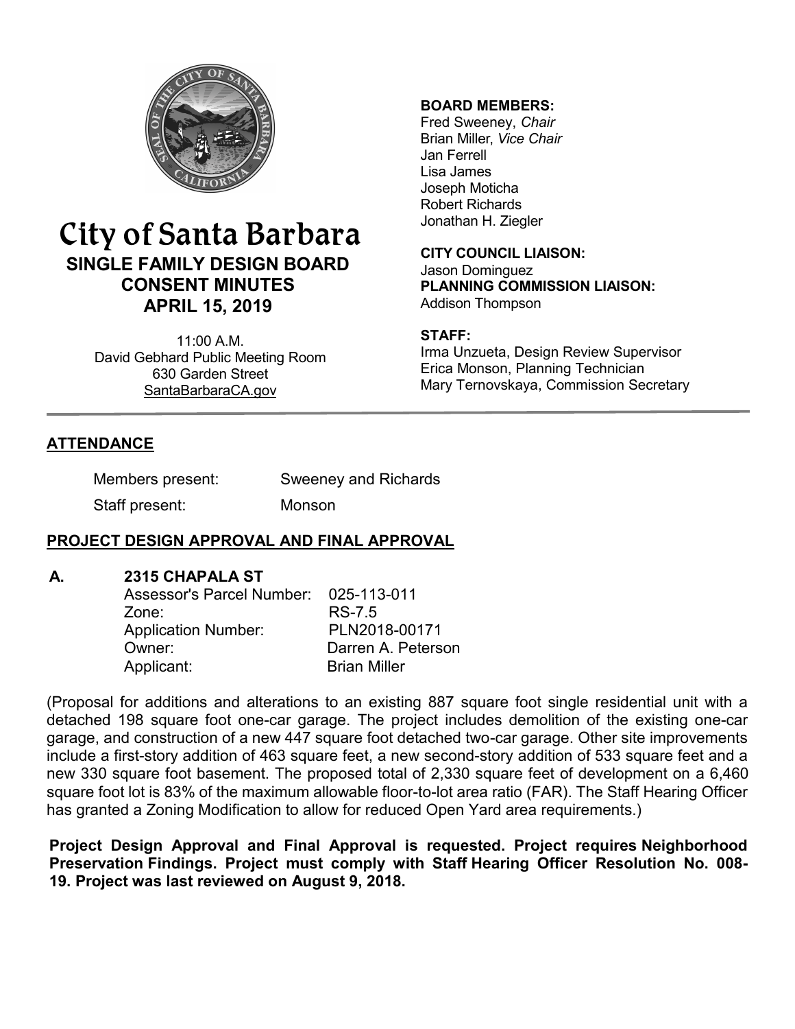# City of Santa Barbara

## SINGLE FAMILY DESIGN BOARD CONSENT MINUTES

## APRIL 15, 2019

11:00 A.M.
David Gebhard Public Meeting Room
630 Garden Street
SantaBarbaraCA.gov

**BOARD MEMBERS:**
Fred Sweeney, *Chair*
Brian Miller, *Vice Chair*
Jan Ferrell
Lisa James
Joseph Moticha
Robert Richards
Jonathan H. Ziegler

**CITY COUNCIL LIAISON:**
Jason Dominguez

**PLANNING COMMISSION LIAISON:**
Addison Thompson

**STAFF:**
Irma Unzueta, Design Review Supervisor
Erica Monson, Planning Technician
Mary Ternovskaya, Commission Secretary

## ATTENDANCE

Members present: Sweeney and Richards

Staff present: Monson

## PROJECT DESIGN APPROVAL AND FINAL APPROVAL

### A. 2315 CHAPALA ST

Assessor's Parcel Number: 025-113-011
Zone: RS-7.5
Application Number: PLN2018-00171
Owner: Darren A. Peterson
Applicant: Brian Miller

(Proposal for additions and alterations to an existing 887 square foot single residential unit with a detached 198 square foot one-car garage. The project includes demolition of the existing one-car garage, and construction of a new 447 square foot detached two-car garage. Other site improvements include a first-story addition of 463 square feet, a new second-story addition of 533 square feet and a new 330 square foot basement. The proposed total of 2,330 square feet of development on a 6,460 square foot lot is 83% of the maximum allowable floor-to-lot area ratio (FAR). The Staff Hearing Officer has granted a Zoning Modification to allow for reduced Open Yard area requirements.)

**Project Design Approval and Final Approval is requested. Project requires Neighborhood Preservation Findings. Project must comply with Staff Hearing Officer Resolution No. 008-19. Project was last reviewed on August 9, 2018.**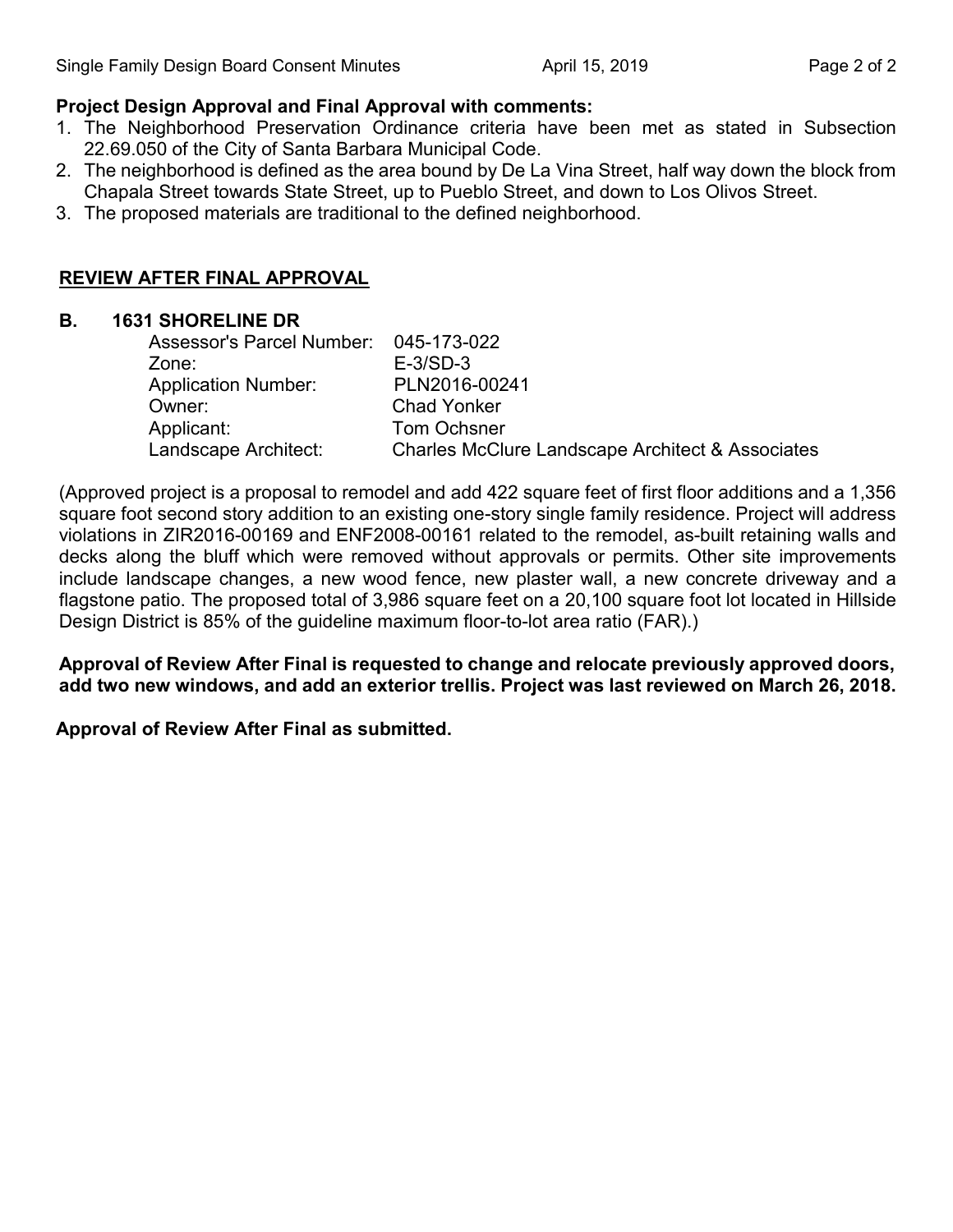**Project Design Approval and Final Approval with comments:**

1. The Neighborhood Preservation Ordinance criteria have been met as stated in Subsection 22.69.050 of the City of Santa Barbara Municipal Code.
2. The neighborhood is defined as the area bound by De La Vina Street, half way down the block from Chapala Street towards State Street, up to Pueblo Street, and down to Los Olivos Street.
3. The proposed materials are traditional to the defined neighborhood.

## REVIEW AFTER FINAL APPROVAL

### B. 1631 SHORELINE DR

| | |
|---|---|
| Assessor's Parcel Number: | 045-173-022 |
| Zone: | E-3/SD-3 |
| Application Number: | PLN2016-00241 |
| Owner: | Chad Yonker |
| Applicant: | Tom Ochsner |
| Landscape Architect: | Charles McClure Landscape Architect & Associates |

(Approved project is a proposal to remodel and add 422 square feet of first floor additions and a 1,356 square foot second story addition to an existing one-story single family residence. Project will address violations in ZIR2016-00169 and ENF2008-00161 related to the remodel, as-built retaining walls and decks along the bluff which were removed without approvals or permits. Other site improvements include landscape changes, a new wood fence, new plaster wall, a new concrete driveway and a flagstone patio. The proposed total of 3,986 square feet on a 20,100 square foot lot located in Hillside Design District is 85% of the guideline maximum floor-to-lot area ratio (FAR).)

**Approval of Review After Final is requested to change and relocate previously approved doors, add two new windows, and add an exterior trellis. Project was last reviewed on March 26, 2018.**

**Approval of Review After Final as submitted.**